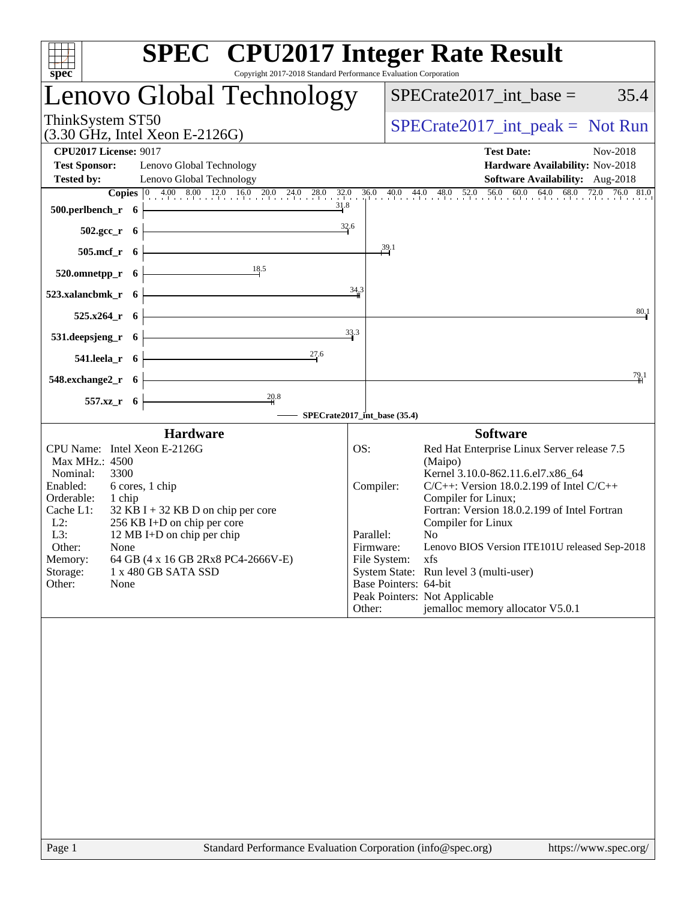# SPEC CPU2017 Integer Rate Result

Copyright 2017-2018 Standard Performance Evaluation Corporation

## Lenovo Global Technology

ThinkSystem ST50
(3.30 GHz, Intel Xeon E-2126G)

SPECrate2017_int_base = 35.4

SPECrate2017_int_peak = Not Run

**CPU2017 License:** 9017
**Test Sponsor:** Lenovo Global Technology
**Tested by:** Lenovo Global Technology

**Test Date:** Nov-2018
**Hardware Availability:** Nov-2018
**Software Availability:** Aug-2018

Copies 0 4.00 8.00 12.0 16.0 20.0 24.0 28.0 32.0 36.0 40.0 44.0 48.0 52.0 56.0 60.0 64.0 68.0 72.0 76.0 81.0

500.perlbench_r 6 31.8
502.gcc_r 6 32.6
505.mcf_r 6 39.1
520.omnetpp_r 6 18.5
523.xalancbmk_r 6 34.3
525.x264_r 6 80.1
531.deepsjeng_r 6 33.3
541.leela_r 6 27.6
548.exchange2_r 6 79.1
557.xz_r 6 20.8

SPECrate2017_int_base (35.4)

### Hardware

| | |
|---|---|
| CPU Name: | Intel Xeon E-2126G |
| Max MHz.: | 4500 |
| Nominal: | 3300 |
| Enabled: | 6 cores, 1 chip |
| Orderable: | 1 chip |
| Cache L1: | 32 KB I + 32 KB D on chip per core |
| L2: | 256 KB I+D on chip per core |
| L3: | 12 MB I+D on chip per chip |
| Other: | None |
| Memory: | 64 GB (4 x 16 GB 2Rx8 PC4-2666V-E) |
| Storage: | 1 x 480 GB SATA SSD |
| Other: | None |

### Software

| | |
|---|---|
| OS: | Red Hat Enterprise Linux Server release 7.5 (Maipo) Kernel 3.10.0-862.11.6.el7.x86_64 |
| Compiler: | C/C++: Version 18.0.2.199 of Intel C/C++ Compiler for Linux; Fortran: Version 18.0.2.199 of Intel Fortran Compiler for Linux |
| Parallel: | No |
| Firmware: | Lenovo BIOS Version ITE101U released Sep-2018 |
| File System: | xfs |
| System State: | Run level 3 (multi-user) |
| Base Pointers: | 64-bit |
| Peak Pointers: | Not Applicable |
| Other: | jemalloc memory allocator V5.0.1 |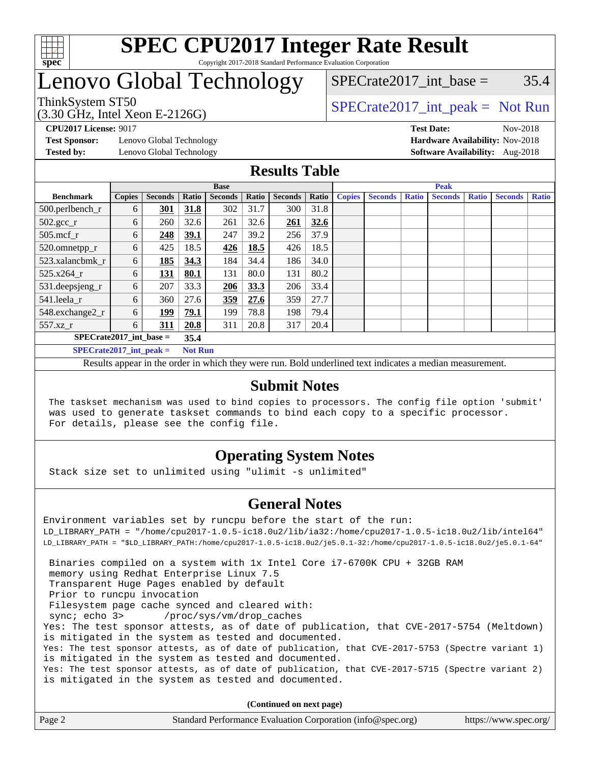# SPEC CPU2017 Integer Rate Result

Copyright 2017-2018 Standard Performance Evaluation Corporation

# Lenovo Global Technology

ThinkSystem ST50
(3.30 GHz, Intel Xeon E-2126G)

SPECrate2017_int_base = 35.4

SPECrate2017_int_peak = Not Run

**CPU2017 License:** 9017
**Test Sponsor:** Lenovo Global Technology
**Tested by:** Lenovo Global Technology

**Test Date:** Nov-2018
**Hardware Availability:** Nov-2018
**Software Availability:** Aug-2018

## Results Table

| Benchmark | Base | | | | | | | Peak | | | | | | |
|---|---|---|---|---|---|---|---|---|---|---|---|---|---|---|
| | Copies | Seconds | Ratio | Seconds | Ratio | Seconds | Ratio | Copies | Seconds | Ratio | Seconds | Ratio | Seconds | Ratio |
| 500.perlbench_r | 6 | **301** | **31.8** | 302 | 31.7 | 300 | 31.8 | | | | | | | |
| 502.gcc_r | 6 | 260 | 32.6 | 261 | 32.6 | **261** | **32.6** | | | | | | | |
| 505.mcf_r | 6 | **248** | **39.1** | 247 | 39.2 | 256 | 37.9 | | | | | | | |
| 520.omnetpp_r | 6 | 425 | 18.5 | **426** | **18.5** | 426 | 18.5 | | | | | | | |
| 523.xalancbmk_r | 6 | **185** | **34.3** | 184 | 34.4 | 186 | 34.0 | | | | | | | |
| 525.x264_r | 6 | **131** | **80.1** | 131 | 80.0 | 131 | 80.2 | | | | | | | |
| 531.deepsjeng_r | 6 | 207 | 33.3 | **206** | **33.3** | 206 | 33.4 | | | | | | | |
| 541.leela_r | 6 | 360 | 27.6 | **359** | **27.6** | 359 | 27.7 | | | | | | | |
| 548.exchange2_r | 6 | **199** | **79.1** | 199 | 78.8 | 198 | 79.4 | | | | | | | |
| 557.xz_r | 6 | **311** | **20.8** | 311 | 20.8 | 317 | 20.4 | | | | | | | |

**SPECrate2017_int_base = 35.4**

**SPECrate2017_int_peak = Not Run**

Results appear in the order in which they were run. Bold underlined text indicates a median measurement.

## Submit Notes

```
The taskset mechanism was used to bind copies to processors. The config file option 'submit'
was used to generate taskset commands to bind each copy to a specific processor.
For details, please see the config file.
```

## Operating System Notes

```
Stack size set to unlimited using "ulimit -s unlimited"
```

## General Notes

```
Environment variables set by runcpu before the start of the run:
LD_LIBRARY_PATH = "/home/cpu2017-1.0.5-ic18.0u2/lib/ia32:/home/cpu2017-1.0.5-ic18.0u2/lib/intel64"
LD_LIBRARY_PATH = "$LD_LIBRARY_PATH:/home/cpu2017-1.0.5-ic18.0u2/je5.0.1-32:/home/cpu2017-1.0.5-ic18.0u2/je5.0.1-64"

 Binaries compiled on a system with 1x Intel Core i7-6700K CPU + 32GB RAM
 memory using Redhat Enterprise Linux 7.5
 Transparent Huge Pages enabled by default
 Prior to runcpu invocation
 Filesystem page cache synced and cleared with:
 sync; echo 3>       /proc/sys/vm/drop_caches
Yes: The test sponsor attests, as of date of publication, that CVE-2017-5754 (Meltdown)
is mitigated in the system as tested and documented.
Yes: The test sponsor attests, as of date of publication, that CVE-2017-5753 (Spectre variant 1)
is mitigated in the system as tested and documented.
Yes: The test sponsor attests, as of date of publication, that CVE-2017-5715 (Spectre variant 2)
is mitigated in the system as tested and documented.
```

**(Continued on next page)**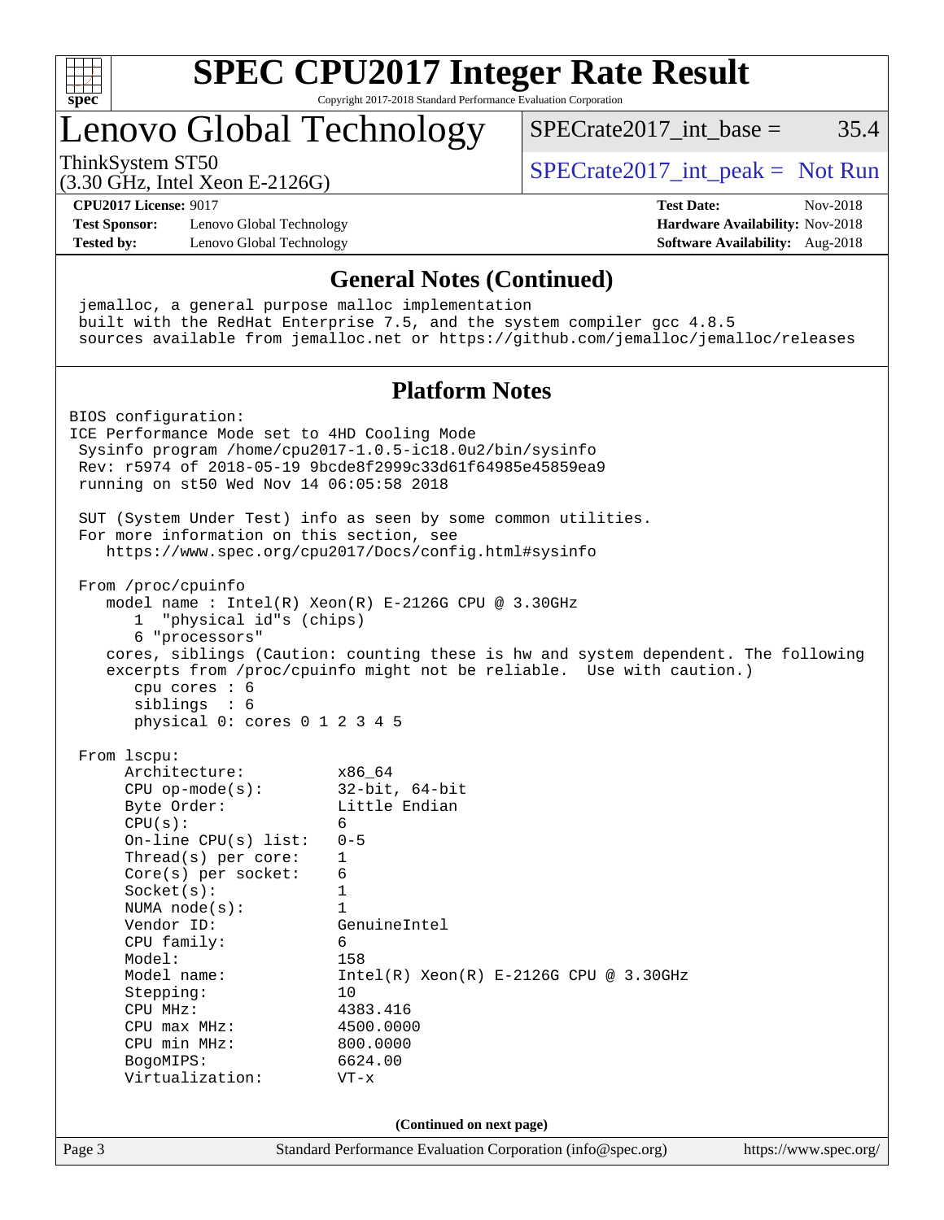# SPEC CPU2017 Integer Rate Result

Copyright 2017-2018 Standard Performance Evaluation Corporation

## Lenovo Global Technology

ThinkSystem ST50
(3.30 GHz, Intel Xeon E-2126G)

SPECrate2017_int_base = 35.4

SPECrate2017_int_peak = Not Run

**CPU2017 License:** 9017
**Test Sponsor:** Lenovo Global Technology
**Tested by:** Lenovo Global Technology

**Test Date:** Nov-2018
**Hardware Availability:** Nov-2018
**Software Availability:** Aug-2018

### General Notes (Continued)

```
jemalloc, a general purpose malloc implementation
built with the RedHat Enterprise 7.5, and the system compiler gcc 4.8.5
sources available from jemalloc.net or https://github.com/jemalloc/jemalloc/releases
```

### Platform Notes

```
BIOS configuration:
ICE Performance Mode set to 4HD Cooling Mode
 Sysinfo program /home/cpu2017-1.0.5-ic18.0u2/bin/sysinfo
 Rev: r5974 of 2018-05-19 9bcde8f2999c33d61f64985e45859ea9
 running on st50 Wed Nov 14 06:05:58 2018

 SUT (System Under Test) info as seen by some common utilities.
 For more information on this section, see
    https://www.spec.org/cpu2017/Docs/config.html#sysinfo

 From /proc/cpuinfo
    model name : Intel(R) Xeon(R) E-2126G CPU @ 3.30GHz
       1  "physical id"s (chips)
       6 "processors"
    cores, siblings (Caution: counting these is hw and system dependent. The following
    excerpts from /proc/cpuinfo might not be reliable.  Use with caution.)
       cpu cores : 6
       siblings  : 6
       physical 0: cores 0 1 2 3 4 5

 From lscpu:
      Architecture:          x86_64
      CPU op-mode(s):        32-bit, 64-bit
      Byte Order:            Little Endian
      CPU(s):                6
      On-line CPU(s) list:   0-5
      Thread(s) per core:    1
      Core(s) per socket:    6
      Socket(s):             1
      NUMA node(s):          1
      Vendor ID:             GenuineIntel
      CPU family:            6
      Model:                 158
      Model name:            Intel(R) Xeon(R) E-2126G CPU @ 3.30GHz
      Stepping:              10
      CPU MHz:               4383.416
      CPU max MHz:           4500.0000
      CPU min MHz:           800.0000
      BogoMIPS:              6624.00
      Virtualization:        VT-x
```

**(Continued on next page)**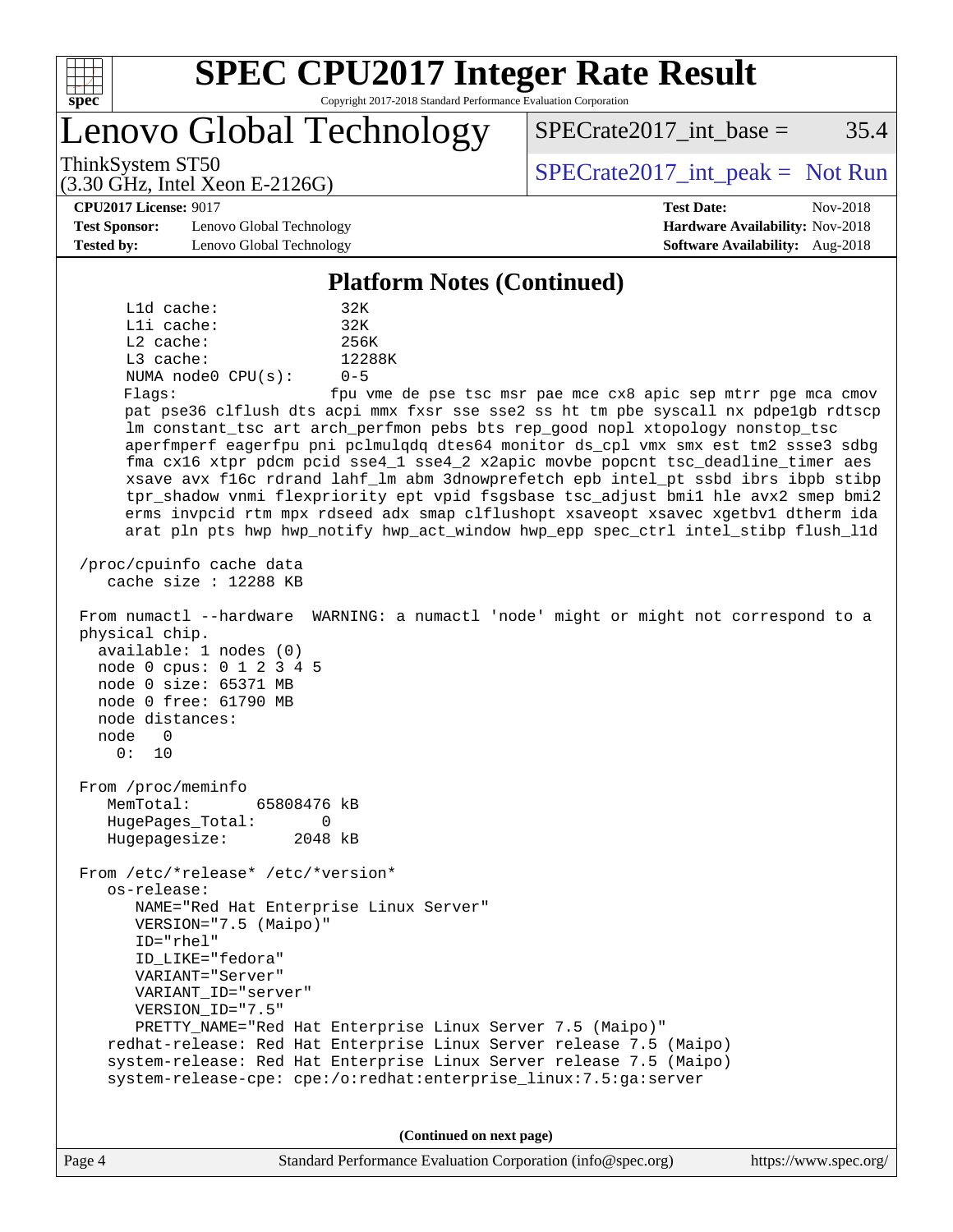# SPEC CPU2017 Integer Rate Result

Copyright 2017-2018 Standard Performance Evaluation Corporation

## Lenovo Global Technology

ThinkSystem ST50
(3.30 GHz, Intel Xeon E-2126G)

SPECrate2017_int_base = 35.4

SPECrate2017_int_peak = Not Run

**CPU2017 License:** 9017
**Test Sponsor:** Lenovo Global Technology
**Tested by:** Lenovo Global Technology

**Test Date:** Nov-2018
**Hardware Availability:** Nov-2018
**Software Availability:** Aug-2018

### Platform Notes (Continued)

```
     L1d cache:             32K
     L1i cache:             32K
     L2 cache:              256K
     L3 cache:              12288K
     NUMA node0 CPU(s):     0-5
     Flags:                 fpu vme de pse tsc msr pae mce cx8 apic sep mtrr pge mca cmov
     pat pse36 clflush dts acpi mmx fxsr sse sse2 ss ht tm pbe syscall nx pdpe1gb rdtscp
     lm constant_tsc art arch_perfmon pebs bts rep_good nopl xtopology nonstop_tsc
     aperfmperf eagerfpu pni pclmulqdq dtes64 monitor ds_cpl vmx smx est tm2 ssse3 sdbg
     fma cx16 xtpr pdcm pcid sse4_1 sse4_2 x2apic movbe popcnt tsc_deadline_timer aes
     xsave avx f16c rdrand lahf_lm abm 3dnowprefetch epb intel_pt ssbd ibrs ibpb stibp
     tpr_shadow vnmi flexpriority ept vpid fsgsbase tsc_adjust bmi1 hle avx2 smep bmi2
     erms invpcid rtm mpx rdseed adx smap clflushopt xsaveopt xsavec xgetbv1 dtherm ida
     arat pln pts hwp hwp_notify hwp_act_window hwp_epp spec_ctrl intel_stibp flush_l1d

 /proc/cpuinfo cache data
    cache size : 12288 KB

 From numactl --hardware  WARNING: a numactl 'node' might or might not correspond to a
 physical chip.
   available: 1 nodes (0)
   node 0 cpus: 0 1 2 3 4 5
   node 0 size: 65371 MB
   node 0 free: 61790 MB
   node distances:
   node   0
     0:  10

 From /proc/meminfo
    MemTotal:       65808476 kB
    HugePages_Total:       0
    Hugepagesize:       2048 kB

 From /etc/*release* /etc/*version*
    os-release:
       NAME="Red Hat Enterprise Linux Server"
       VERSION="7.5 (Maipo)"
       ID="rhel"
       ID_LIKE="fedora"
       VARIANT="Server"
       VARIANT_ID="server"
       VERSION_ID="7.5"
       PRETTY_NAME="Red Hat Enterprise Linux Server 7.5 (Maipo)"
    redhat-release: Red Hat Enterprise Linux Server release 7.5 (Maipo)
    system-release: Red Hat Enterprise Linux Server release 7.5 (Maipo)
    system-release-cpe: cpe:/o:redhat:enterprise_linux:7.5:ga:server
```

**(Continued on next page)**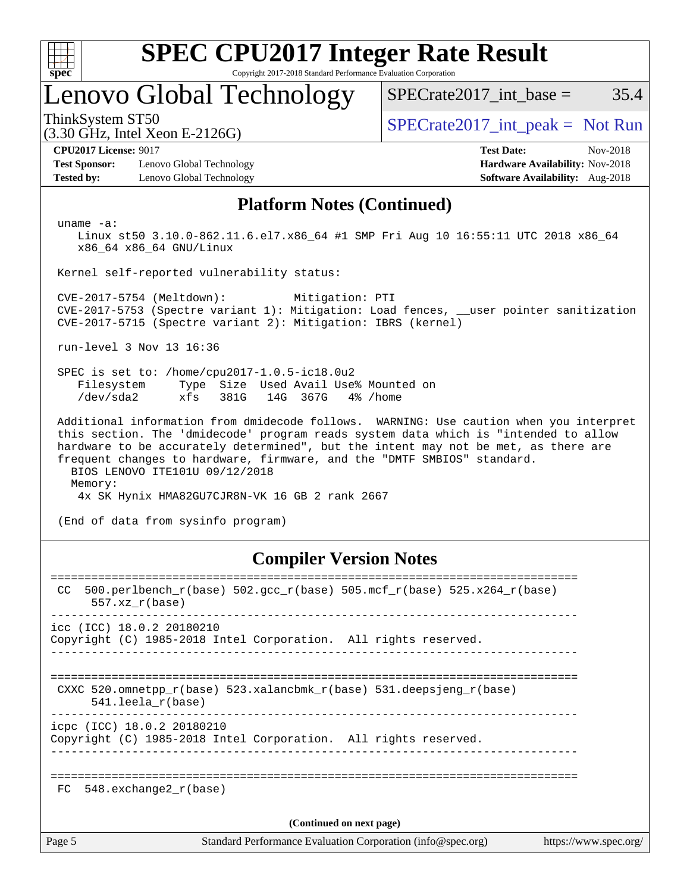# SPEC CPU2017 Integer Rate Result

Copyright 2017-2018 Standard Performance Evaluation Corporation

# Lenovo Global Technology

ThinkSystem ST50
(3.30 GHz, Intel Xeon E-2126G)

SPECrate2017_int_base = 35.4

SPECrate2017_int_peak = Not Run

**CPU2017 License:** 9017
**Test Sponsor:** Lenovo Global Technology
**Tested by:** Lenovo Global Technology

**Test Date:** Nov-2018
**Hardware Availability:** Nov-2018
**Software Availability:** Aug-2018

## Platform Notes (Continued)

```
uname -a:
   Linux st50 3.10.0-862.11.6.el7.x86_64 #1 SMP Fri Aug 10 16:55:11 UTC 2018 x86_64
   x86_64 x86_64 GNU/Linux

Kernel self-reported vulnerability status:

CVE-2017-5754 (Meltdown):          Mitigation: PTI
CVE-2017-5753 (Spectre variant 1): Mitigation: Load fences, __user pointer sanitization
CVE-2017-5715 (Spectre variant 2): Mitigation: IBRS (kernel)

run-level 3 Nov 13 16:36

SPEC is set to: /home/cpu2017-1.0.5-ic18.0u2
   Filesystem     Type  Size  Used Avail Use% Mounted on
   /dev/sda2      xfs   381G   14G  367G   4% /home

Additional information from dmidecode follows.  WARNING: Use caution when you interpret
this section. The 'dmidecode' program reads system data which is "intended to allow
hardware to be accurately determined", but the intent may not be met, as there are
frequent changes to hardware, firmware, and the "DMTF SMBIOS" standard.
  BIOS LENOVO ITE101U 09/12/2018
  Memory:
   4x SK Hynix HMA82GU7CJR8N-VK 16 GB 2 rank 2667

(End of data from sysinfo program)
```

## Compiler Version Notes

```
==============================================================================
 CC  500.perlbench_r(base) 502.gcc_r(base) 505.mcf_r(base) 525.x264_r(base)
      557.xz_r(base)
------------------------------------------------------------------------------
icc (ICC) 18.0.2 20180210
Copyright (C) 1985-2018 Intel Corporation.  All rights reserved.
------------------------------------------------------------------------------

==============================================================================
 CXXC 520.omnetpp_r(base) 523.xalancbmk_r(base) 531.deepsjeng_r(base)
      541.leela_r(base)
------------------------------------------------------------------------------
icpc (ICC) 18.0.2 20180210
Copyright (C) 1985-2018 Intel Corporation.  All rights reserved.
------------------------------------------------------------------------------

==============================================================================
 FC  548.exchange2_r(base)
```

**(Continued on next page)**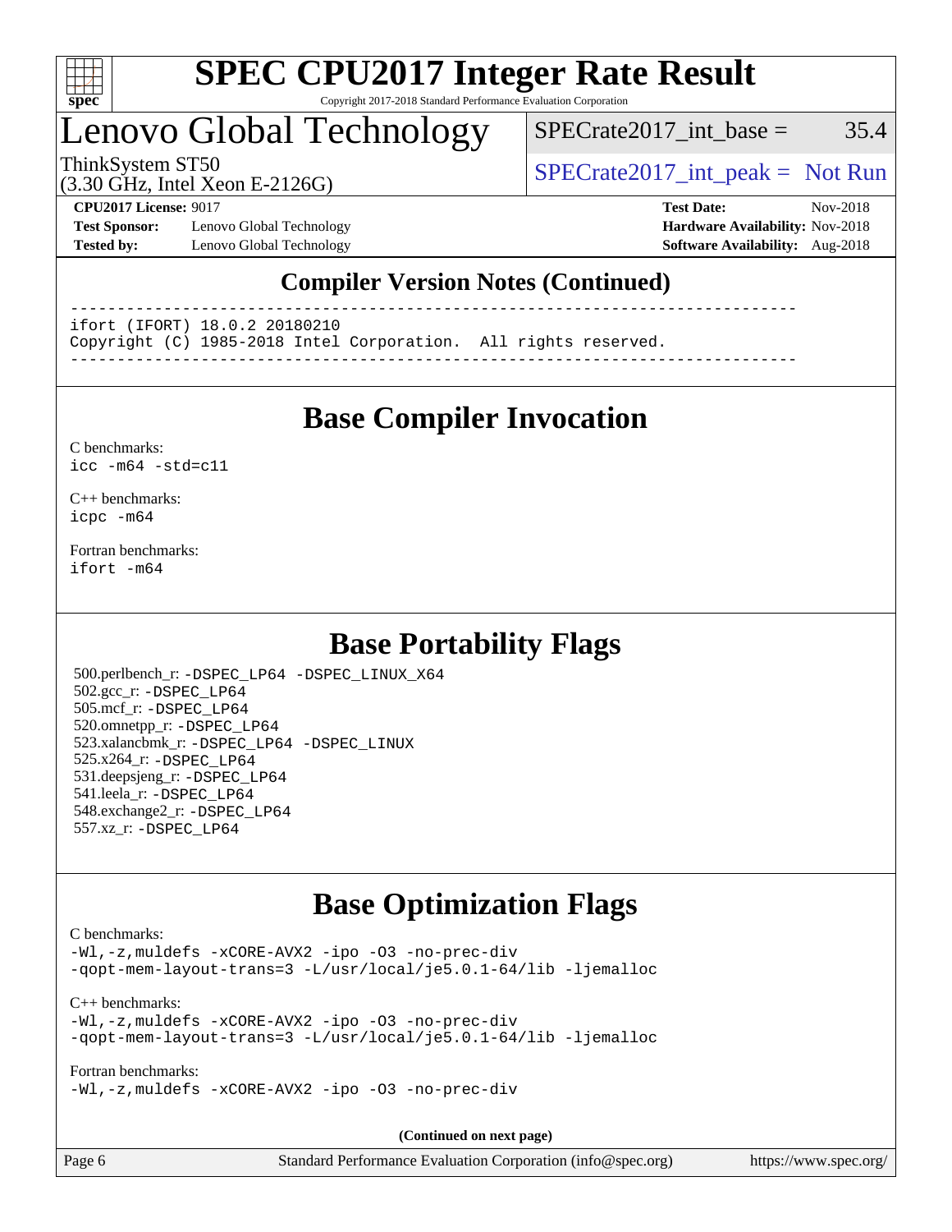## Compiler Version Notes (Continued)

```
==============================================================================
ifort (IFORT) 18.0.2 20180210
Copyright (C) 1985-2018 Intel Corporation.  All rights reserved.
------------------------------------------------------------------------------
```

## Base Compiler Invocation

C benchmarks:
`icc -m64 -std=c11`

C++ benchmarks:
`icpc -m64`

Fortran benchmarks:
`ifort -m64`

## Base Portability Flags

500.perlbench_r: -DSPEC_LP64 -DSPEC_LINUX_X64
502.gcc_r: -DSPEC_LP64
505.mcf_r: -DSPEC_LP64
520.omnetpp_r: -DSPEC_LP64
523.xalancbmk_r: -DSPEC_LP64 -DSPEC_LINUX
525.x264_r: -DSPEC_LP64
531.deepsjeng_r: -DSPEC_LP64
541.leela_r: -DSPEC_LP64
548.exchange2_r: -DSPEC_LP64
557.xz_r: -DSPEC_LP64

## Base Optimization Flags

C benchmarks:
`-Wl,-z,muldefs -xCORE-AVX2 -ipo -O3 -no-prec-div`
`-qopt-mem-layout-trans=3 -L/usr/local/je5.0.1-64/lib -ljemalloc`

C++ benchmarks:
`-Wl,-z,muldefs -xCORE-AVX2 -ipo -O3 -no-prec-div`
`-qopt-mem-layout-trans=3 -L/usr/local/je5.0.1-64/lib -ljemalloc`

Fortran benchmarks:
`-Wl,-z,muldefs -xCORE-AVX2 -ipo -O3 -no-prec-div`

**(Continued on next page)**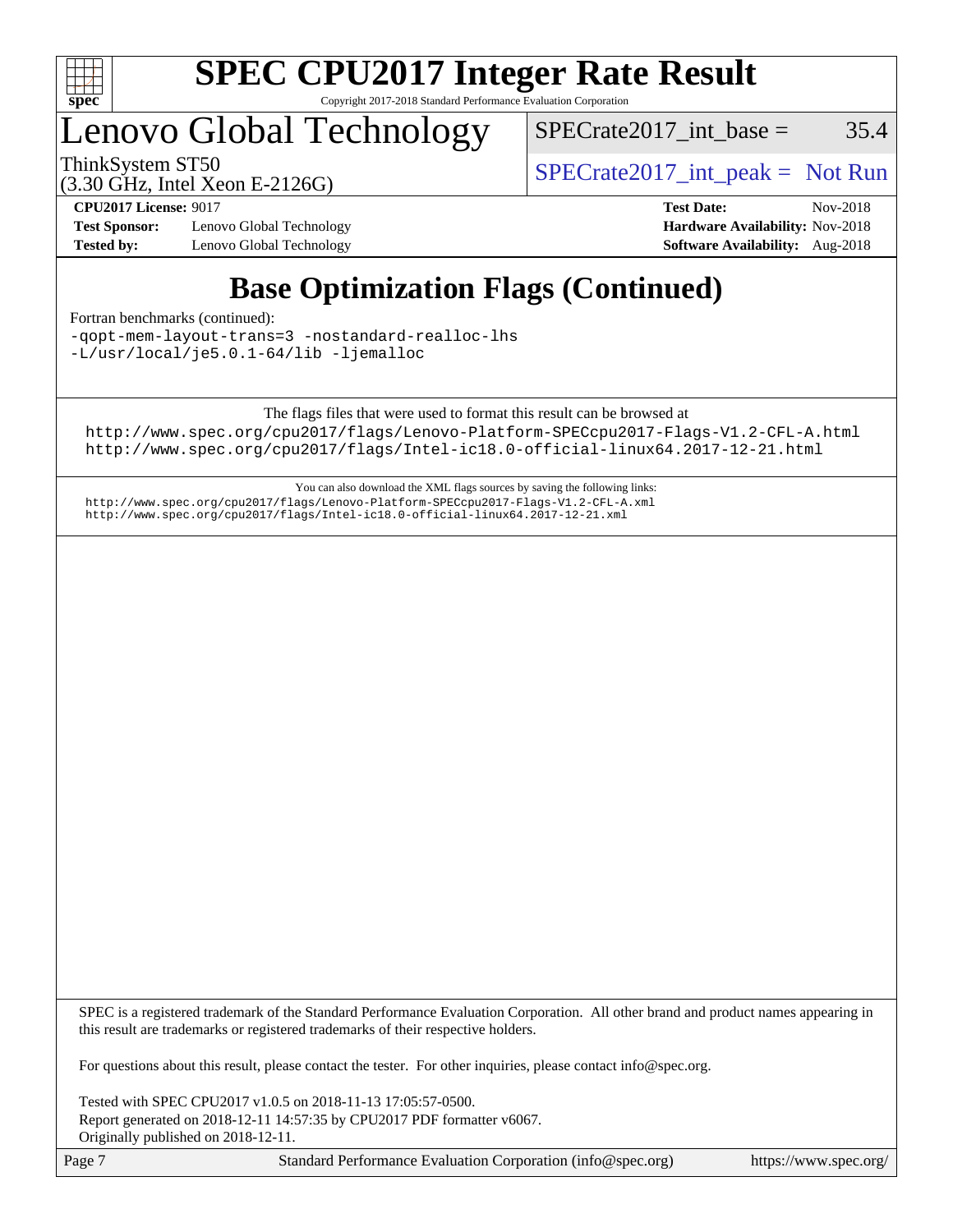# Base Optimization Flags (Continued)

Fortran benchmarks (continued):

```
-qopt-mem-layout-trans=3 -nostandard-realloc-lhs
-L/usr/local/je5.0.1-64/lib -ljemalloc
```

The flags files that were used to format this result can be browsed at

http://www.spec.org/cpu2017/flags/Lenovo-Platform-SPECcpu2017-Flags-V1.2-CFL-A.html
http://www.spec.org/cpu2017/flags/Intel-ic18.0-official-linux64.2017-12-21.html

You can also download the XML flags sources by saving the following links:

http://www.spec.org/cpu2017/flags/Lenovo-Platform-SPECcpu2017-Flags-V1.2-CFL-A.xml
http://www.spec.org/cpu2017/flags/Intel-ic18.0-official-linux64.2017-12-21.xml

SPEC is a registered trademark of the Standard Performance Evaluation Corporation. All other brand and product names appearing in this result are trademarks or registered trademarks of their respective holders.

For questions about this result, please contact the tester. For other inquiries, please contact info@spec.org.

Tested with SPEC CPU2017 v1.0.5 on 2018-11-13 17:05:57-0500.
Report generated on 2018-12-11 14:57:35 by CPU2017 PDF formatter v6067.
Originally published on 2018-12-11.